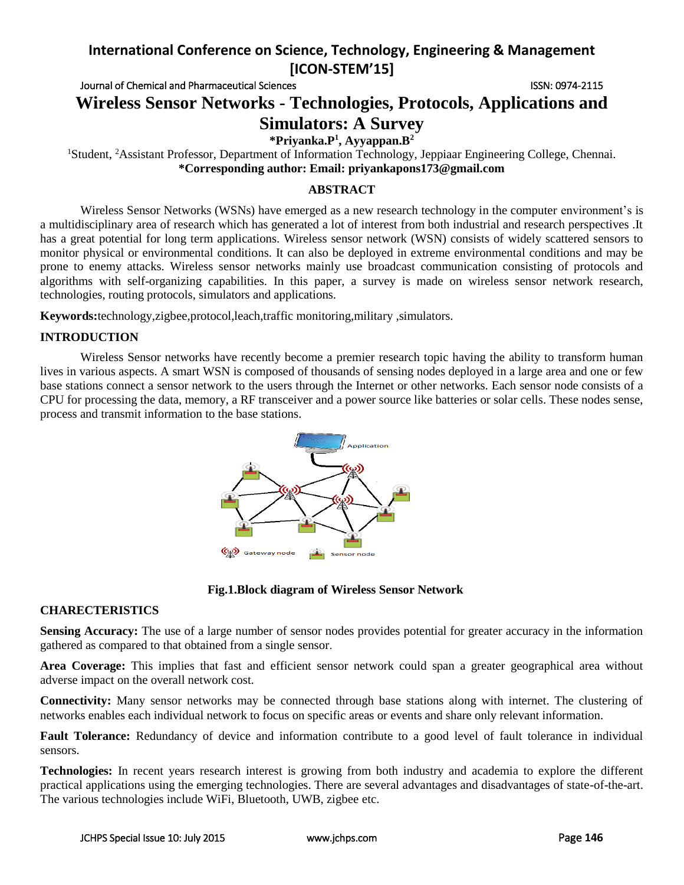# Wireless Sensor Networks - Technologies, Protocols, Applications and Simulators: A Survey

**\*Priyanka.P[1], Ayyappan.B[2]**

[1]Student, [2]Assistant Professor, Department of Information Technology, Jeppiaar Engineering College, Chennai.

**\*Corresponding author: Email: priyankapons173@gmail.com**

## ABSTRACT

Wireless Sensor Networks (WSNs) have emerged as a new research technology in the computer environment's is a multidisciplinary area of research which has generated a lot of interest from both industrial and research perspectives .It has a great potential for long term applications. Wireless sensor network (WSN) consists of widely scattered sensors to monitor physical or environmental conditions. It can also be deployed in extreme environmental conditions and may be prone to enemy attacks. Wireless sensor networks mainly use broadcast communication consisting of protocols and algorithms with self-organizing capabilities. In this paper, a survey is made on wireless sensor network research, technologies, routing protocols, simulators and applications.

**Keywords:**technology,zigbee,protocol,leach,traffic monitoring,military ,simulators.

## INTRODUCTION

Wireless Sensor networks have recently become a premier research topic having the ability to transform human lives in various aspects. A smart WSN is composed of thousands of sensing nodes deployed in a large area and one or few base stations connect a sensor network to the users through the Internet or other networks. Each sensor node consists of a CPU for processing the data, memory, a RF transceiver and a power source like batteries or solar cells. These nodes sense, process and transmit information to the base stations.

**Fig.1.Block diagram of Wireless Sensor Network**

## CHARECTERISTICS

**Sensing Accuracy:** The use of a large number of sensor nodes provides potential for greater accuracy in the information gathered as compared to that obtained from a single sensor.

**Area Coverage:** This implies that fast and efficient sensor network could span a greater geographical area without adverse impact on the overall network cost.

**Connectivity:** Many sensor networks may be connected through base stations along with internet. The clustering of networks enables each individual network to focus on specific areas or events and share only relevant information.

**Fault Tolerance:** Redundancy of device and information contribute to a good level of fault tolerance in individual sensors.

**Technologies:** In recent years research interest is growing from both industry and academia to explore the different practical applications using the emerging technologies. There are several advantages and disadvantages of state-of-the-art. The various technologies include WiFi, Bluetooth, UWB, zigbee etc.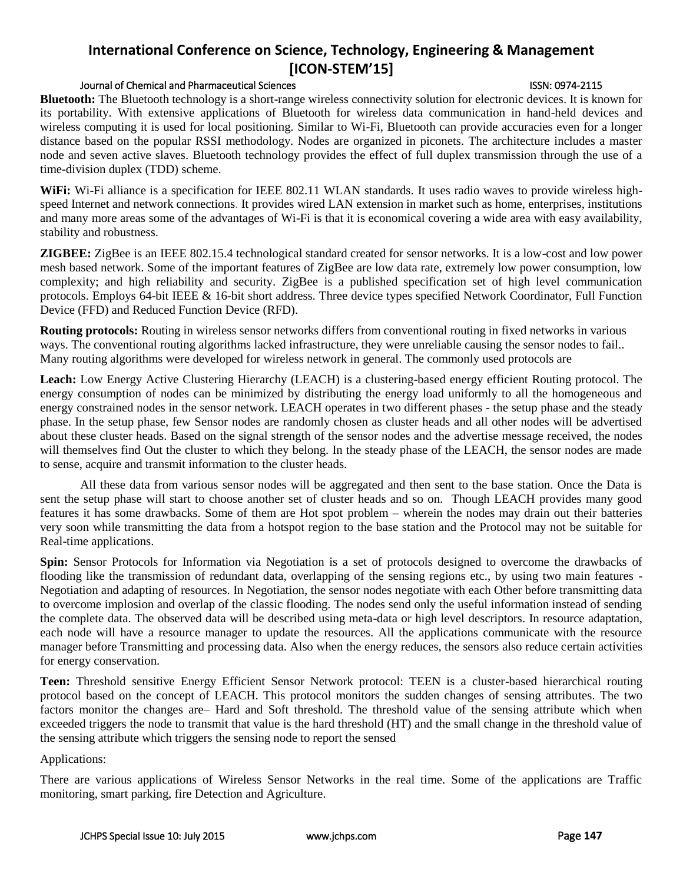**Bluetooth:** The Bluetooth technology is a short-range wireless connectivity solution for electronic devices. It is known for its portability. With extensive applications of Bluetooth for wireless data communication in hand-held devices and wireless computing it is used for local positioning. Similar to Wi-Fi, Bluetooth can provide accuracies even for a longer distance based on the popular RSSI methodology. Nodes are organized in piconets. The architecture includes a master node and seven active slaves. Bluetooth technology provides the effect of full duplex transmission through the use of a time-division duplex (TDD) scheme.

**WiFi:** Wi-Fi alliance is a specification for IEEE 802.11 WLAN standards. It uses radio waves to provide wireless high-speed Internet and network connections. It provides wired LAN extension in market such as home, enterprises, institutions and many more areas some of the advantages of Wi-Fi is that it is economical covering a wide area with easy availability, stability and robustness.

**ZIGBEE:** ZigBee is an IEEE 802.15.4 technological standard created for sensor networks. It is a low-cost and low power mesh based network. Some of the important features of ZigBee are low data rate, extremely low power consumption, low complexity; and high reliability and security. ZigBee is a published specification set of high level communication protocols. Employs 64-bit IEEE & 16-bit short address. Three device types specified Network Coordinator, Full Function Device (FFD) and Reduced Function Device (RFD).

**Routing protocols:** Routing in wireless sensor networks differs from conventional routing in fixed networks in various ways. The conventional routing algorithms lacked infrastructure, they were unreliable causing the sensor nodes to fail.. Many routing algorithms were developed for wireless network in general. The commonly used protocols are

**Leach:** Low Energy Active Clustering Hierarchy (LEACH) is a clustering-based energy efficient Routing protocol. The energy consumption of nodes can be minimized by distributing the energy load uniformly to all the homogeneous and energy constrained nodes in the sensor network. LEACH operates in two different phases - the setup phase and the steady phase. In the setup phase, few Sensor nodes are randomly chosen as cluster heads and all other nodes will be advertised about these cluster heads. Based on the signal strength of the sensor nodes and the advertise message received, the nodes will themselves find Out the cluster to which they belong. In the steady phase of the LEACH, the sensor nodes are made to sense, acquire and transmit information to the cluster heads.

All these data from various sensor nodes will be aggregated and then sent to the base station. Once the Data is sent the setup phase will start to choose another set of cluster heads and so on. Though LEACH provides many good features it has some drawbacks. Some of them are Hot spot problem – wherein the nodes may drain out their batteries very soon while transmitting the data from a hotspot region to the base station and the Protocol may not be suitable for Real-time applications.

**Spin:** Sensor Protocols for Information via Negotiation is a set of protocols designed to overcome the drawbacks of flooding like the transmission of redundant data, overlapping of the sensing regions etc., by using two main features - Negotiation and adapting of resources. In Negotiation, the sensor nodes negotiate with each Other before transmitting data to overcome implosion and overlap of the classic flooding. The nodes send only the useful information instead of sending the complete data. The observed data will be described using meta-data or high level descriptors. In resource adaptation, each node will have a resource manager to update the resources. All the applications communicate with the resource manager before Transmitting and processing data. Also when the energy reduces, the sensors also reduce certain activities for energy conservation.

**Teen:** Threshold sensitive Energy Efficient Sensor Network protocol: TEEN is a cluster-based hierarchical routing protocol based on the concept of LEACH. This protocol monitors the sudden changes of sensing attributes. The two factors monitor the changes are– Hard and Soft threshold. The threshold value of the sensing attribute which when exceeded triggers the node to transmit that value is the hard threshold (HT) and the small change in the threshold value of the sensing attribute which triggers the sensing node to report the sensed

Applications:

There are various applications of Wireless Sensor Networks in the real time. Some of the applications are Traffic monitoring, smart parking, fire Detection and Agriculture.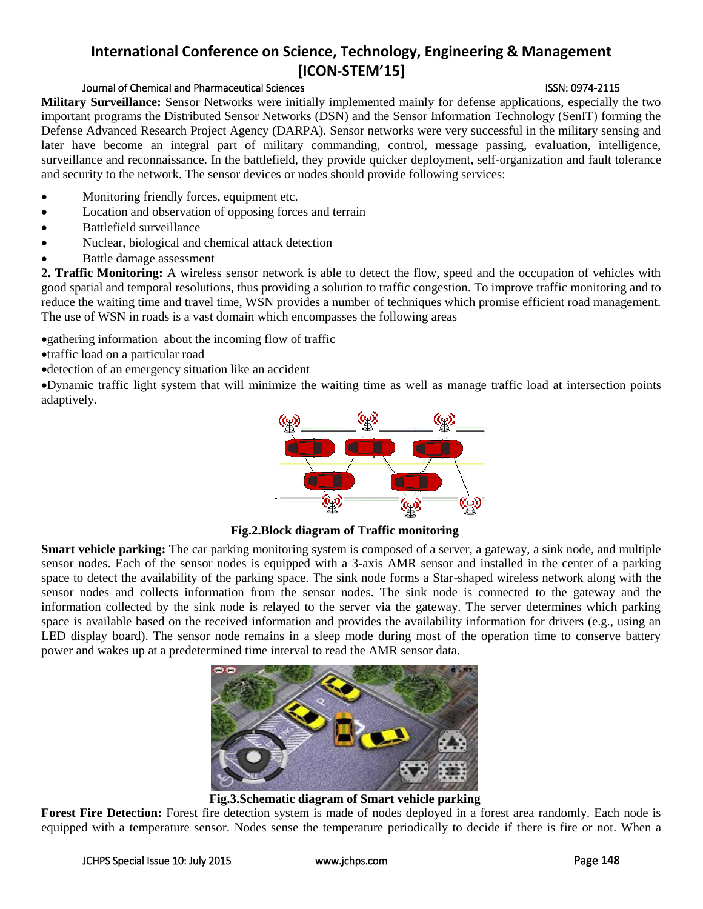**Military Surveillance:** Sensor Networks were initially implemented mainly for defense applications, especially the two important programs the Distributed Sensor Networks (DSN) and the Sensor Information Technology (SenIT) forming the Defense Advanced Research Project Agency (DARPA). Sensor networks were very successful in the military sensing and later have become an integral part of military commanding, control, message passing, evaluation, intelligence, surveillance and reconnaissance. In the battlefield, they provide quicker deployment, self-organization and fault tolerance and security to the network. The sensor devices or nodes should provide following services:

- Monitoring friendly forces, equipment etc.
- Location and observation of opposing forces and terrain
- Battlefield surveillance
- Nuclear, biological and chemical attack detection
- Battle damage assessment

**2. Traffic Monitoring:** A wireless sensor network is able to detect the flow, speed and the occupation of vehicles with good spatial and temporal resolutions, thus providing a solution to traffic congestion. To improve traffic monitoring and to reduce the waiting time and travel time, WSN provides a number of techniques which promise efficient road management. The use of WSN in roads is a vast domain which encompasses the following areas

- gathering information about the incoming flow of traffic
- traffic load on a particular road
- detection of an emergency situation like an accident
- Dynamic traffic light system that will minimize the waiting time as well as manage traffic load at intersection points adaptively.

**Fig.2.Block diagram of Traffic monitoring**

**Smart vehicle parking:** The car parking monitoring system is composed of a server, a gateway, a sink node, and multiple sensor nodes. Each of the sensor nodes is equipped with a 3-axis AMR sensor and installed in the center of a parking space to detect the availability of the parking space. The sink node forms a Star-shaped wireless network along with the sensor nodes and collects information from the sensor nodes. The sink node is connected to the gateway and the information collected by the sink node is relayed to the server via the gateway. The server determines which parking space is available based on the received information and provides the availability information for drivers (e.g., using an LED display board). The sensor node remains in a sleep mode during most of the operation time to conserve battery power and wakes up at a predetermined time interval to read the AMR sensor data.

**Fig.3.Schematic diagram of Smart vehicle parking**

**Forest Fire Detection:** Forest fire detection system is made of nodes deployed in a forest area randomly. Each node is equipped with a temperature sensor. Nodes sense the temperature periodically to decide if there is fire or not. When a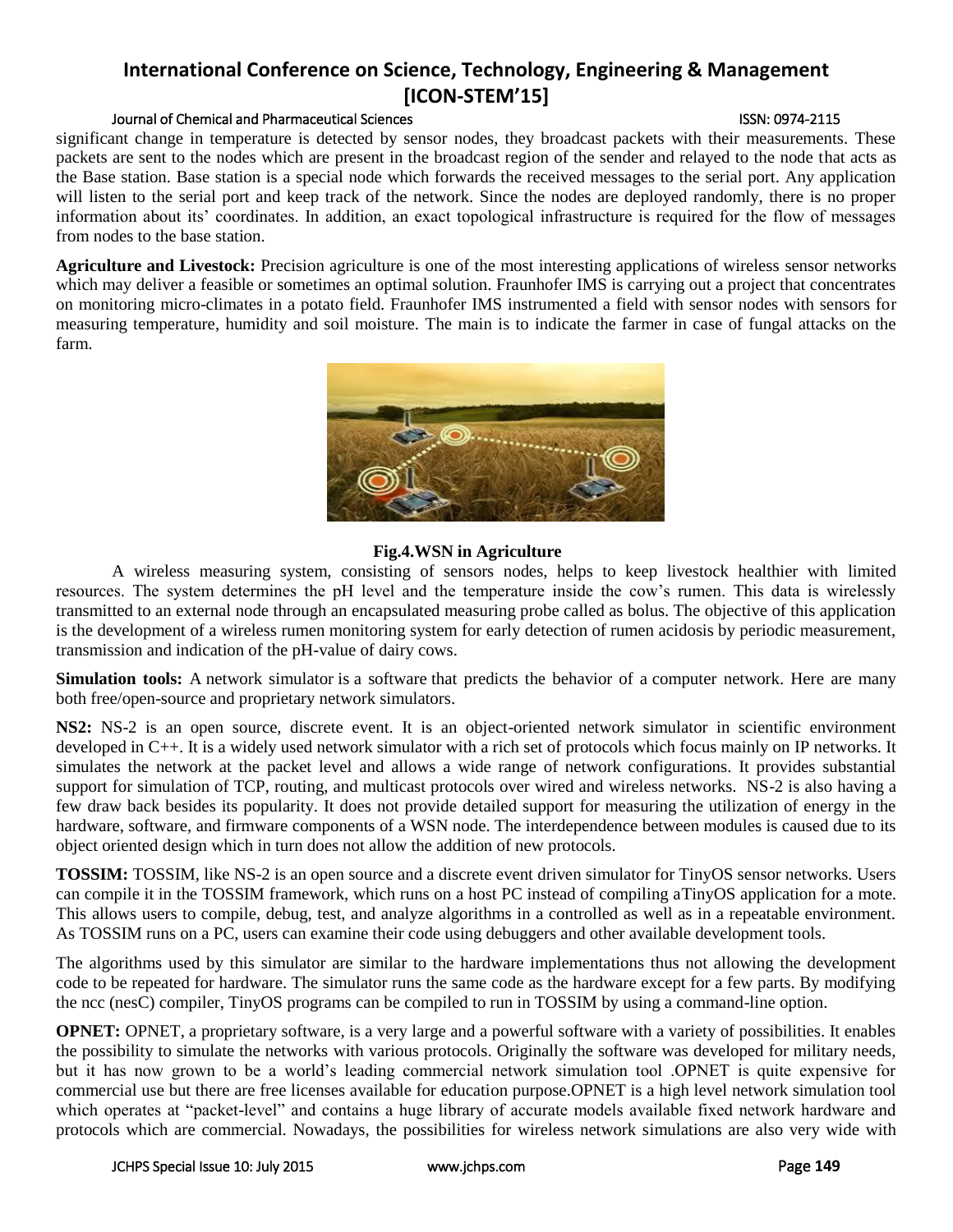significant change in temperature is detected by sensor nodes, they broadcast packets with their measurements. These packets are sent to the nodes which are present in the broadcast region of the sender and relayed to the node that acts as the Base station. Base station is a special node which forwards the received messages to the serial port. Any application will listen to the serial port and keep track of the network. Since the nodes are deployed randomly, there is no proper information about its' coordinates. In addition, an exact topological infrastructure is required for the flow of messages from nodes to the base station.

**Agriculture and Livestock:** Precision agriculture is one of the most interesting applications of wireless sensor networks which may deliver a feasible or sometimes an optimal solution. Fraunhofer IMS is carrying out a project that concentrates on monitoring micro-climates in a potato field. Fraunhofer IMS instrumented a field with sensor nodes with sensors for measuring temperature, humidity and soil moisture. The main is to indicate the farmer in case of fungal attacks on the farm.

**Fig.4.WSN in Agriculture**

A wireless measuring system, consisting of sensors nodes, helps to keep livestock healthier with limited resources. The system determines the pH level and the temperature inside the cow's rumen. This data is wirelessly transmitted to an external node through an encapsulated measuring probe called as bolus. The objective of this application is the development of a wireless rumen monitoring system for early detection of rumen acidosis by periodic measurement, transmission and indication of the pH-value of dairy cows.

**Simulation tools:** A network simulator is a software that predicts the behavior of a computer network. Here are many both free/open-source and proprietary network simulators.

**NS2:** NS-2 is an open source, discrete event. It is an object-oriented network simulator in scientific environment developed in C++. It is a widely used network simulator with a rich set of protocols which focus mainly on IP networks. It simulates the network at the packet level and allows a wide range of network configurations. It provides substantial support for simulation of TCP, routing, and multicast protocols over wired and wireless networks. NS-2 is also having a few draw back besides its popularity. It does not provide detailed support for measuring the utilization of energy in the hardware, software, and firmware components of a WSN node. The interdependence between modules is caused due to its object oriented design which in turn does not allow the addition of new protocols.

**TOSSIM:** TOSSIM, like NS-2 is an open source and a discrete event driven simulator for TinyOS sensor networks. Users can compile it in the TOSSIM framework, which runs on a host PC instead of compiling aTinyOS application for a mote. This allows users to compile, debug, test, and analyze algorithms in a controlled as well as in a repeatable environment. As TOSSIM runs on a PC, users can examine their code using debuggers and other available development tools.

The algorithms used by this simulator are similar to the hardware implementations thus not allowing the development code to be repeated for hardware. The simulator runs the same code as the hardware except for a few parts. By modifying the ncc (nesC) compiler, TinyOS programs can be compiled to run in TOSSIM by using a command-line option.

**OPNET:** OPNET, a proprietary software, is a very large and a powerful software with a variety of possibilities. It enables the possibility to simulate the networks with various protocols. Originally the software was developed for military needs, but it has now grown to be a world's leading commercial network simulation tool .OPNET is quite expensive for commercial use but there are free licenses available for education purpose.OPNET is a high level network simulation tool which operates at "packet-level" and contains a huge library of accurate models available fixed network hardware and protocols which are commercial. Nowadays, the possibilities for wireless network simulations are also very wide with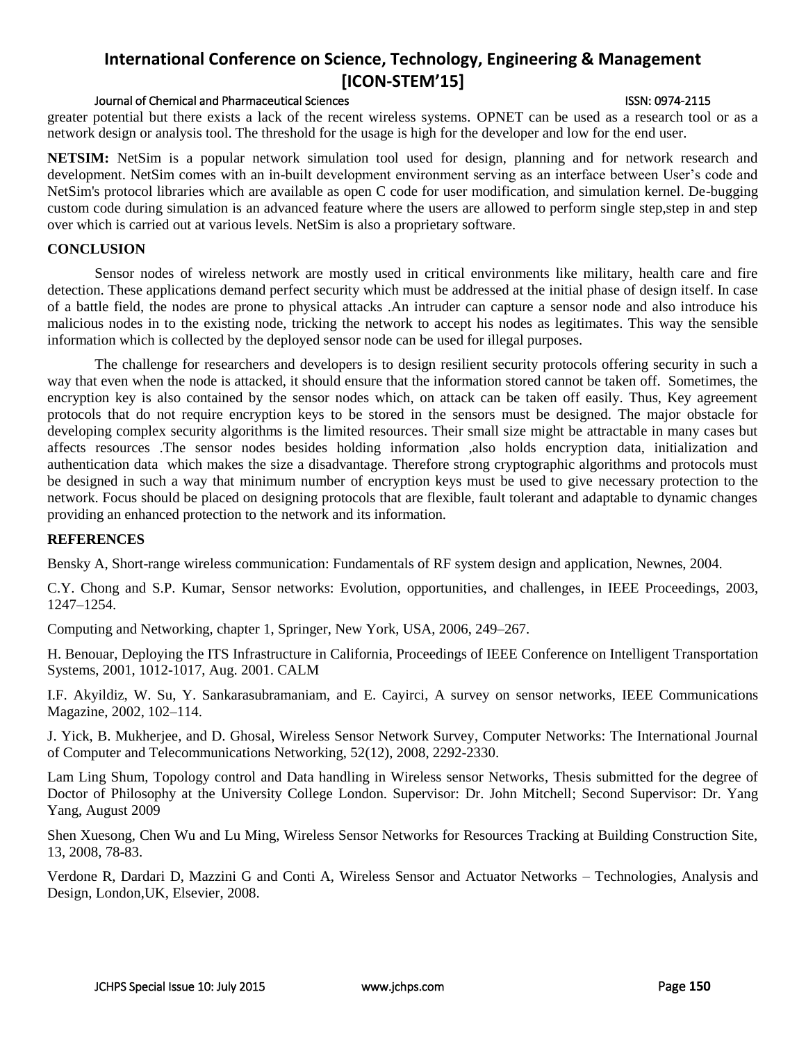greater potential but there exists a lack of the recent wireless systems. OPNET can be used as a research tool or as a network design or analysis tool. The threshold for the usage is high for the developer and low for the end user.

**NETSIM:** NetSim is a popular network simulation tool used for design, planning and for network research and development. NetSim comes with an in-built development environment serving as an interface between User's code and NetSim's protocol libraries which are available as open C code for user modification, and simulation kernel. De-bugging custom code during simulation is an advanced feature where the users are allowed to perform single step,step in and step over which is carried out at various levels. NetSim is also a proprietary software.

## CONCLUSION

Sensor nodes of wireless network are mostly used in critical environments like military, health care and fire detection. These applications demand perfect security which must be addressed at the initial phase of design itself. In case of a battle field, the nodes are prone to physical attacks .An intruder can capture a sensor node and also introduce his malicious nodes in to the existing node, tricking the network to accept his nodes as legitimates. This way the sensible information which is collected by the deployed sensor node can be used for illegal purposes.

The challenge for researchers and developers is to design resilient security protocols offering security in such a way that even when the node is attacked, it should ensure that the information stored cannot be taken off. Sometimes, the encryption key is also contained by the sensor nodes which, on attack can be taken off easily. Thus, Key agreement protocols that do not require encryption keys to be stored in the sensors must be designed. The major obstacle for developing complex security algorithms is the limited resources. Their small size might be attractable in many cases but affects resources .The sensor nodes besides holding information ,also holds encryption data, initialization and authentication data which makes the size a disadvantage. Therefore strong cryptographic algorithms and protocols must be designed in such a way that minimum number of encryption keys must be used to give necessary protection to the network. Focus should be placed on designing protocols that are flexible, fault tolerant and adaptable to dynamic changes providing an enhanced protection to the network and its information.

## REFERENCES

Bensky A, Short-range wireless communication: Fundamentals of RF system design and application, Newnes, 2004.

C.Y. Chong and S.P. Kumar, Sensor networks: Evolution, opportunities, and challenges, in IEEE Proceedings, 2003, 1247–1254.

Computing and Networking, chapter 1, Springer, New York, USA, 2006, 249–267.

H. Benouar, Deploying the ITS Infrastructure in California, Proceedings of IEEE Conference on Intelligent Transportation Systems, 2001, 1012-1017, Aug. 2001. CALM

I.F. Akyildiz, W. Su, Y. Sankarasubramaniam, and E. Cayirci, A survey on sensor networks, IEEE Communications Magazine, 2002, 102–114.

J. Yick, B. Mukherjee, and D. Ghosal, Wireless Sensor Network Survey, Computer Networks: The International Journal of Computer and Telecommunications Networking, 52(12), 2008, 2292-2330.

Lam Ling Shum, Topology control and Data handling in Wireless sensor Networks, Thesis submitted for the degree of Doctor of Philosophy at the University College London. Supervisor: Dr. John Mitchell; Second Supervisor: Dr. Yang Yang, August 2009

Shen Xuesong, Chen Wu and Lu Ming, Wireless Sensor Networks for Resources Tracking at Building Construction Site, 13, 2008, 78-83.

Verdone R, Dardari D, Mazzini G and Conti A, Wireless Sensor and Actuator Networks – Technologies, Analysis and Design, London,UK, Elsevier, 2008.